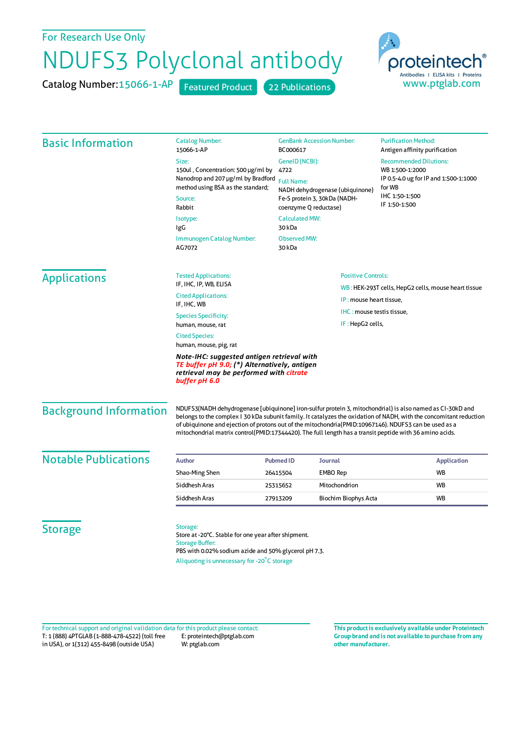For Research Use Only

# NDUFS3 Polyclonal antibody

Catalog Number: 15066-1-AP  Featured Product  22 Publications

proteintech® Antibodies | ELISA kits | Proteins
www.ptglab.com

## Basic Information

**Catalog Number:**
15066-1-AP

**Size:**
150ul , Concentration: 500 μg/ml by Nanodrop and 207 μg/ml by Bradford method using BSA as the standard;

**Source:**
Rabbit

**Isotype:**
IgG

**Immunogen Catalog Number:**
AG7072

**GenBank Accession Number:**
BC000617

**GeneID (NCBI):**
4722

**Full Name:**
NADH dehydrogenase (ubiquinone) Fe-S protein 3, 30kDa (NADH-coenzyme Q reductase)

**Calculated MW:**
30 kDa

**Observed MW:**
30 kDa

**Purification Method:**
Antigen affinity purification

**Recommended Dilutions:**
WB 1:500-1:2000
IP 0.5-4.0 ug for IP and 1:500-1:1000 for WB
IHC 1:50-1:500
IF 1:50-1:500

## Applications

**Tested Applications:**
IF, IHC, IP, WB, ELISA

**Cited Applications:**
IF, IHC, WB

**Species Specificity:**
human, mouse, rat

**Cited Species:**
human, mouse, pig, rat

***Note-IHC: suggested antigen retrieval with TE buffer pH 9.0; (\*) Alternatively, antigen retrieval may be performed with citrate buffer pH 6.0***

**Positive Controls:**

WB : HEK-293T cells, HepG2 cells, mouse heart tissue

IP : mouse heart tissue,

IHC : mouse testis tissue,

IF : HepG2 cells,

## Background Information

NDUFS3(NADH dehydrogenase [ubiquinone] iron-sulfur protein 3, mitochondrial) is also named as CI-30kD and belongs to the complex I 30 kDa subunit family. It catalyzes the oxidation of NADH, with the concomitant reduction of ubiquinone and ejection of protons out of the mitochondria(PMID:10967146). NDUFS3 can be used as a mitochondrial matrix control(PMID:17344420). The full length has a transit peptide with 36 amino acids.

## Notable Publications

| Author | Pubmed ID | Journal | Application |
|---|---|---|---|
| Shao-Ming Shen | 26415504 | EMBO Rep | WB |
| Siddhesh Aras | 25315652 | Mitochondrion | WB |
| Siddhesh Aras | 27913209 | Biochim Biophys Acta | WB |

## Storage

**Storage:**
Store at -20°C. Stable for one year after shipment.

**Storage Buffer:**
PBS with 0.02% sodium azide and 50% glycerol pH 7.3.

Aliquoting is unnecessary for -20°C storage

For technical support and original validation data for this product please contact:
T: 1 (888) 4PTGLAB (1-888-478-4522) (toll free in USA), or 1(312) 455-8498 (outside USA)
E: proteintech@ptglab.com
W: ptglab.com

**This product is exclusively available under Proteintech Group brand and is not available to purchase from any other manufacturer.**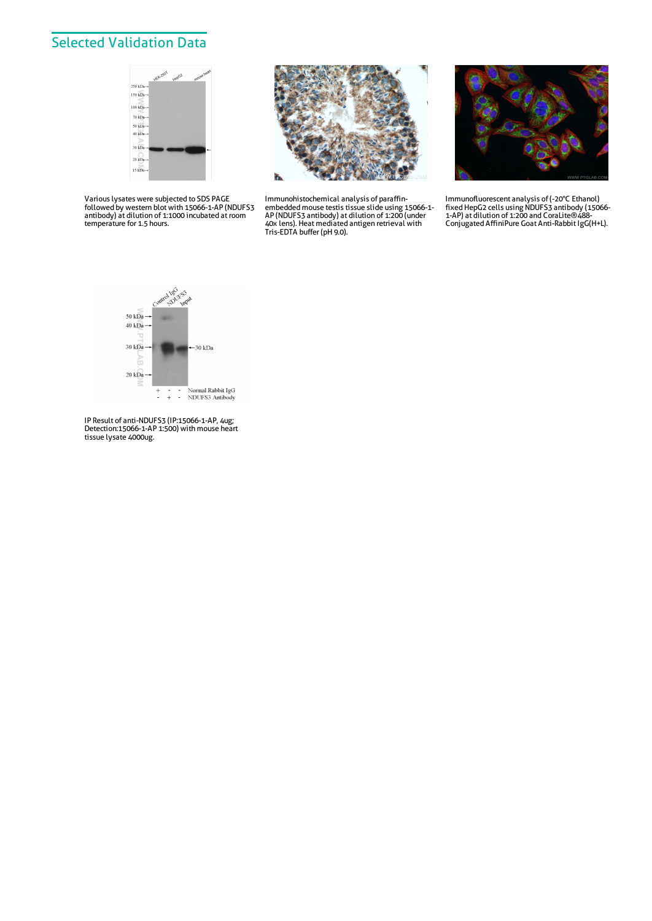## Selected Validation Data

250 kDa
150 kDa
100 kDa
70 kDa
50 kDa
40 kDa
30 kDa
20 kDa
15 kDa

HEK-293T
HepG2
mouse heart

Various lysates were subjected to SDS PAGE followed by western blot with 15066-1-AP (NDUFS3 antibody) at dilution of 1:1000 incubated at room temperature for 1.5 hours.

Immunohistochemical analysis of paraffin-embedded mouse testis tissue slide using 15066-1-AP (NDUFS3 antibody) at dilution of 1:200 (under 40x lens). Heat mediated antigen retrieval with Tris-EDTA buffer (pH 9.0).

Immunofluorescent analysis of (-20°C Ethanol) fixed HepG2 cells using NDUFS3 antibody (15066-1-AP) at dilution of 1:200 and CoraLite®488-Conjugated AffiniPure Goat Anti-Rabbit IgG(H+L).

Control IgG
NDUFS3
Input

50 kDa
40 kDa
30 kDa
20 kDa

30 kDa

| + | - | - | Normal Rabbit IgG |
| - | + | - | NDUFS3 Antibody |

IP Result of anti-NDUFS3 (IP:15066-1-AP, 4ug; Detection:15066-1-AP 1:500) with mouse heart tissue lysate 4000ug.